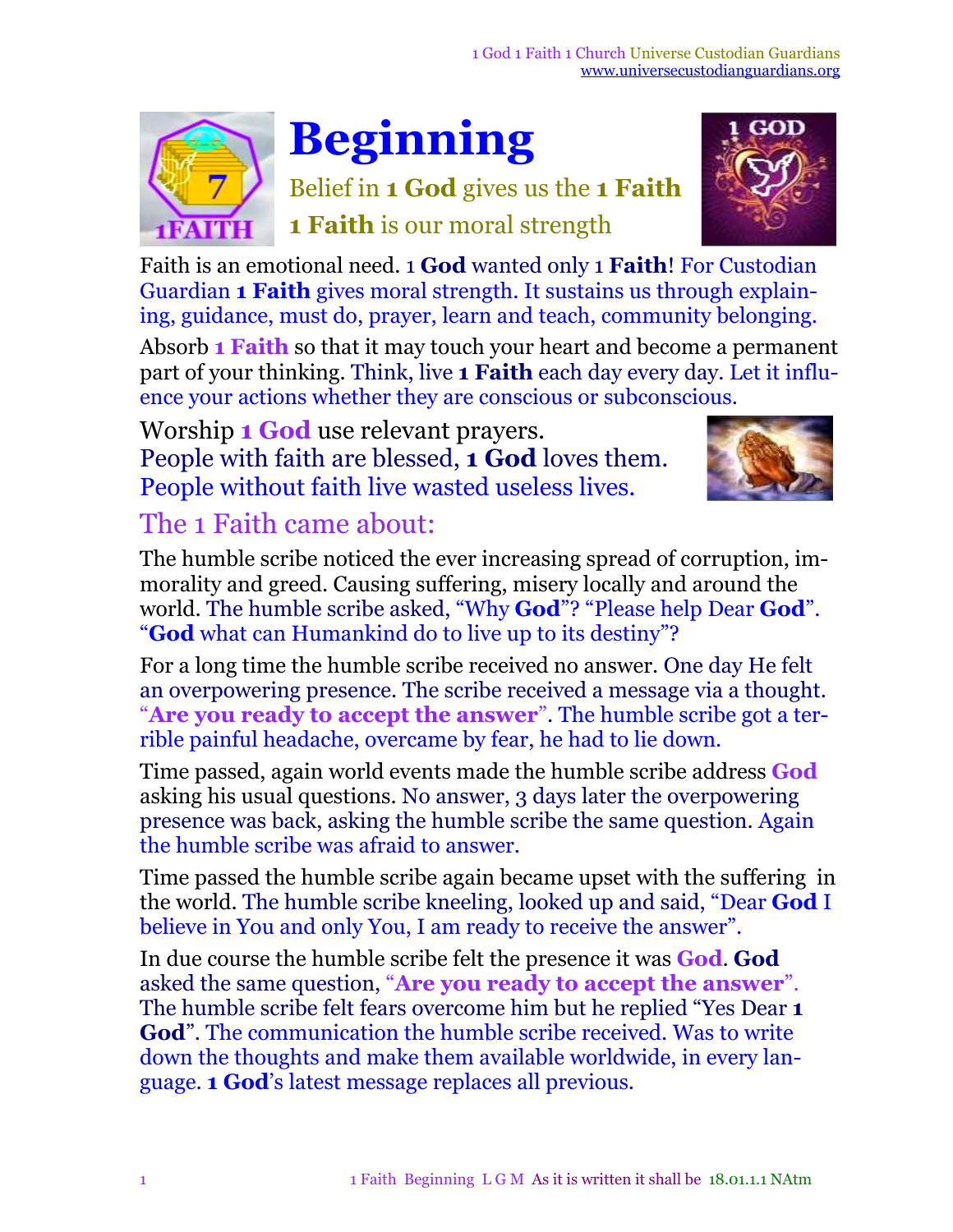# Beginning

Belief in **1 God** gives us the **1 Faith**

**1 Faith** is our moral strength

Faith is an emotional need. 1 **God** wanted only 1 **Faith**! For Custodian Guardian **1 Faith** gives moral strength. It sustains us through explaining, guidance, must do, prayer, learn and teach, community belonging.

Absorb **1 Faith** so that it may touch your heart and become a permanent part of your thinking. Think, live **1 Faith** each day every day. Let it influence your actions whether they are conscious or subconscious.

Worship **1 God** use relevant prayers.
People with faith are blessed, **1 God** loves them.
People without faith live wasted useless lives.

## The 1 Faith came about:

The humble scribe noticed the ever increasing spread of corruption, immorality and greed. Causing suffering, misery locally and around the world. The humble scribe asked, "Why **God**"? "Please help Dear **God**". "**God** what can Humankind do to live up to its destiny"?

For a long time the humble scribe received no answer. One day He felt an overpowering presence. The scribe received a message via a thought. "**Are you ready to accept the answer**". The humble scribe got a terrible painful headache, overcame by fear, he had to lie down.

Time passed, again world events made the humble scribe address **God** asking his usual questions. No answer, 3 days later the overpowering presence was back, asking the humble scribe the same question. Again the humble scribe was afraid to answer.

Time passed the humble scribe again became upset with the suffering in the world. The humble scribe kneeling, looked up and said, "Dear **God** I believe in You and only You, I am ready to receive the answer".

In due course the humble scribe felt the presence it was **God**. **God** asked the same question, "**Are you ready to accept the answer**". The humble scribe felt fears overcome him but he replied "Yes Dear **1 God**". The communication the humble scribe received. Was to write down the thoughts and make them available worldwide, in every language. **1 God**'s latest message replaces all previous.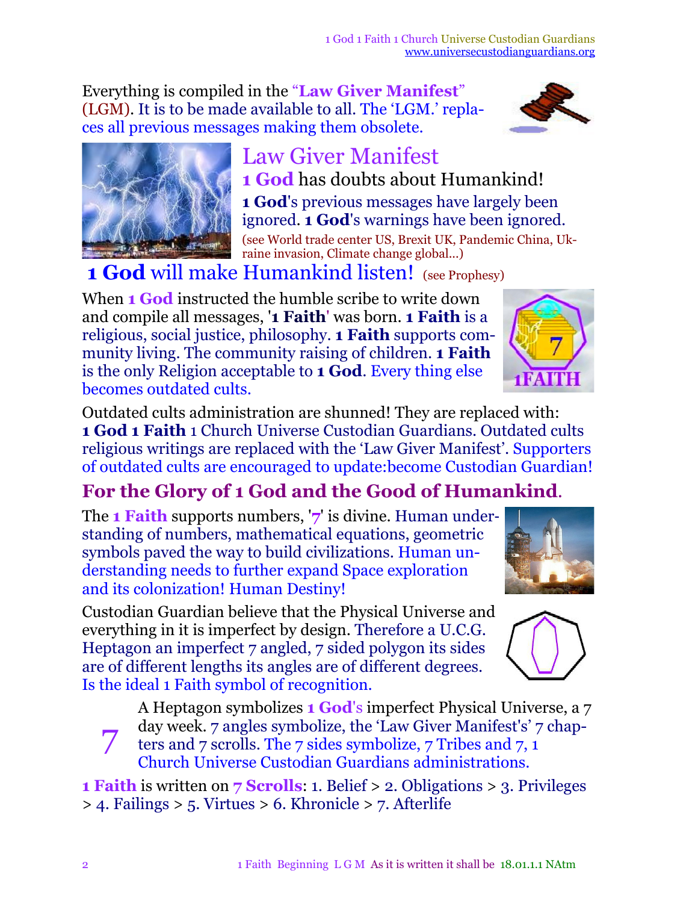Everything is compiled in the "**Law Giver Manifest**" (LGM). It is to be made available to all. The 'LGM.' replaces all previous messages making them obsolete.

## Law Giver Manifest

**1 God** has doubts about Humankind!

**1 God**'s previous messages have largely been ignored. **1 God**'s warnings have been ignored. (see World trade center US, Brexit UK, Pandemic China, Ukraine invasion, Climate change global...)

## **1 God** will make Humankind listen! (see Prophesy)

When **1 God** instructed the humble scribe to write down and compile all messages, '**1 Faith**' was born. **1 Faith** is a religious, social justice, philosophy. **1 Faith** supports community living. The community raising of children. **1 Faith** is the only Religion acceptable to **1 God**. Every thing else becomes outdated cults.

Outdated cults administration are shunned! They are replaced with: **1 God 1 Faith** 1 Church Universe Custodian Guardians. Outdated cults religious writings are replaced with the 'Law Giver Manifest'. Supporters of outdated cults are encouraged to update:become Custodian Guardian!

## For the Glory of 1 God and the Good of Humankind.

The **1 Faith** supports numbers, '**7**' is divine. Human understanding of numbers, mathematical equations, geometric symbols paved the way to build civilizations. Human understanding needs to further expand Space exploration and its colonization! Human Destiny!

Custodian Guardian believe that the Physical Universe and everything in it is imperfect by design. Therefore a U.C.G. Heptagon an imperfect 7 angled, 7 sided polygon its sides are of different lengths its angles are of different degrees. Is the ideal 1 Faith symbol of recognition.

7

A Heptagon symbolizes **1 God's** imperfect Physical Universe, a 7 day week. 7 angles symbolize, the 'Law Giver Manifest's' 7 chapters and 7 scrolls. The 7 sides symbolize, 7 Tribes and 7, 1 Church Universe Custodian Guardians administrations.

**1 Faith** is written on **7 Scrolls**: 1. Belief > 2. Obligations > 3. Privileges > 4. Failings > 5. Virtues > 6. Khronicle > 7. Afterlife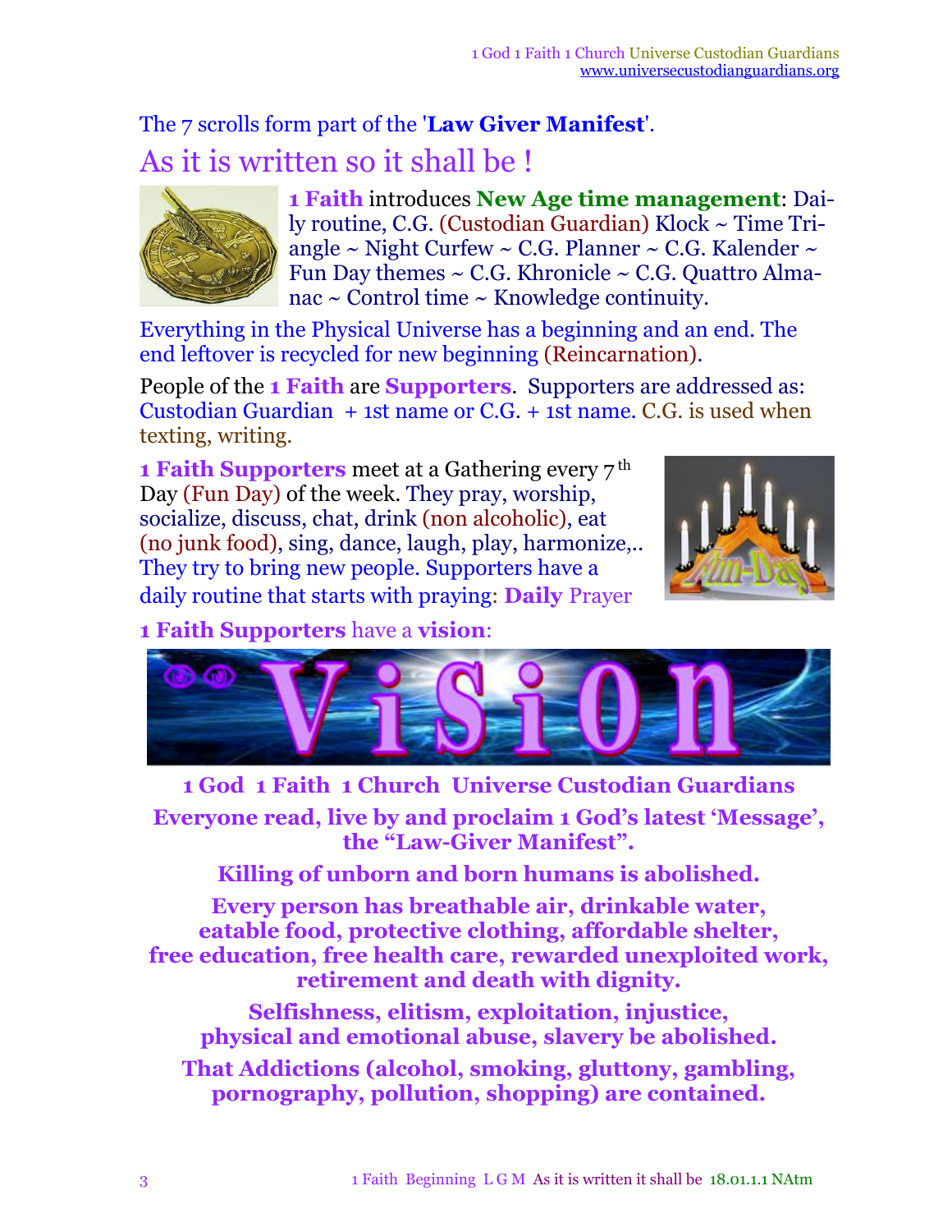The 7 scrolls form part of the '**Law Giver Manifest**'.

# As it is written so it shall be !

**1 Faith** introduces **New Age time management**: Daily routine, C.G. (Custodian Guardian) Klock ~ Time Triangle ~ Night Curfew ~ C.G. Planner ~ C.G. Kalender ~ Fun Day themes ~ C.G. Khronicle ~ C.G. Quattro Almanac ~ Control time ~ Knowledge continuity.

Everything in the Physical Universe has a beginning and an end. The end leftover is recycled for new beginning (Reincarnation).

People of the **1 Faith** are **Supporters**. Supporters are addressed as: Custodian Guardian + 1st name or C.G. + 1st name. C.G. is used when texting, writing.

**1 Faith Supporters** meet at a Gathering every 7th Day (Fun Day) of the week. They pray, worship, socialize, discuss, chat, drink (non alcoholic), eat (no junk food), sing, dance, laugh, play, harmonize,.. They try to bring new people. Supporters have a daily routine that starts with praying: **Daily** Prayer

**1 Faith Supporters** have a **vision**:

**1 God 1 Faith 1 Church Universe Custodian Guardians**

**Everyone read, live by and proclaim 1 God's latest 'Message', the "Law-Giver Manifest".**

**Killing of unborn and born humans is abolished.**

**Every person has breathable air, drinkable water, eatable food, protective clothing, affordable shelter, free education, free health care, rewarded unexploited work, retirement and death with dignity.**

**Selfishness, elitism, exploitation, injustice, physical and emotional abuse, slavery be abolished.**

**That Addictions (alcohol, smoking, gluttony, gambling, pornography, pollution, shopping) are contained.**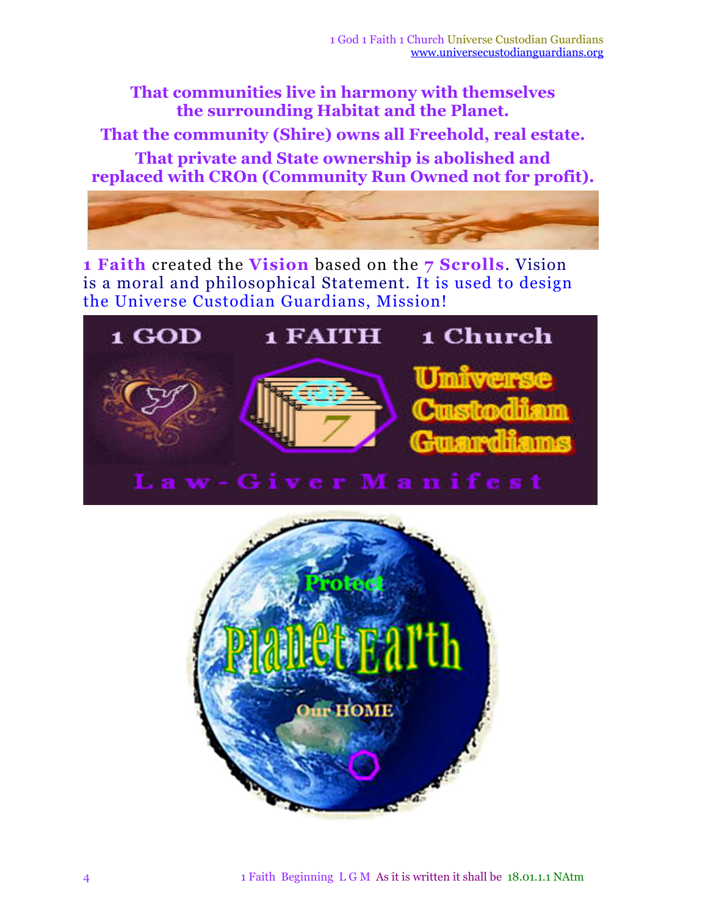**That communities live in harmony with themselves the surrounding Habitat and the Planet.**

**That the community (Shire) owns all Freehold, real estate.**

**That private and State ownership is abolished and replaced with CROn (Community Run Owned not for profit).**

**1 Faith** created the **Vision** based on the **7 Scrolls**. Vision is a moral and philosophical Statement. It is used to design the Universe Custodian Guardians, Mission!